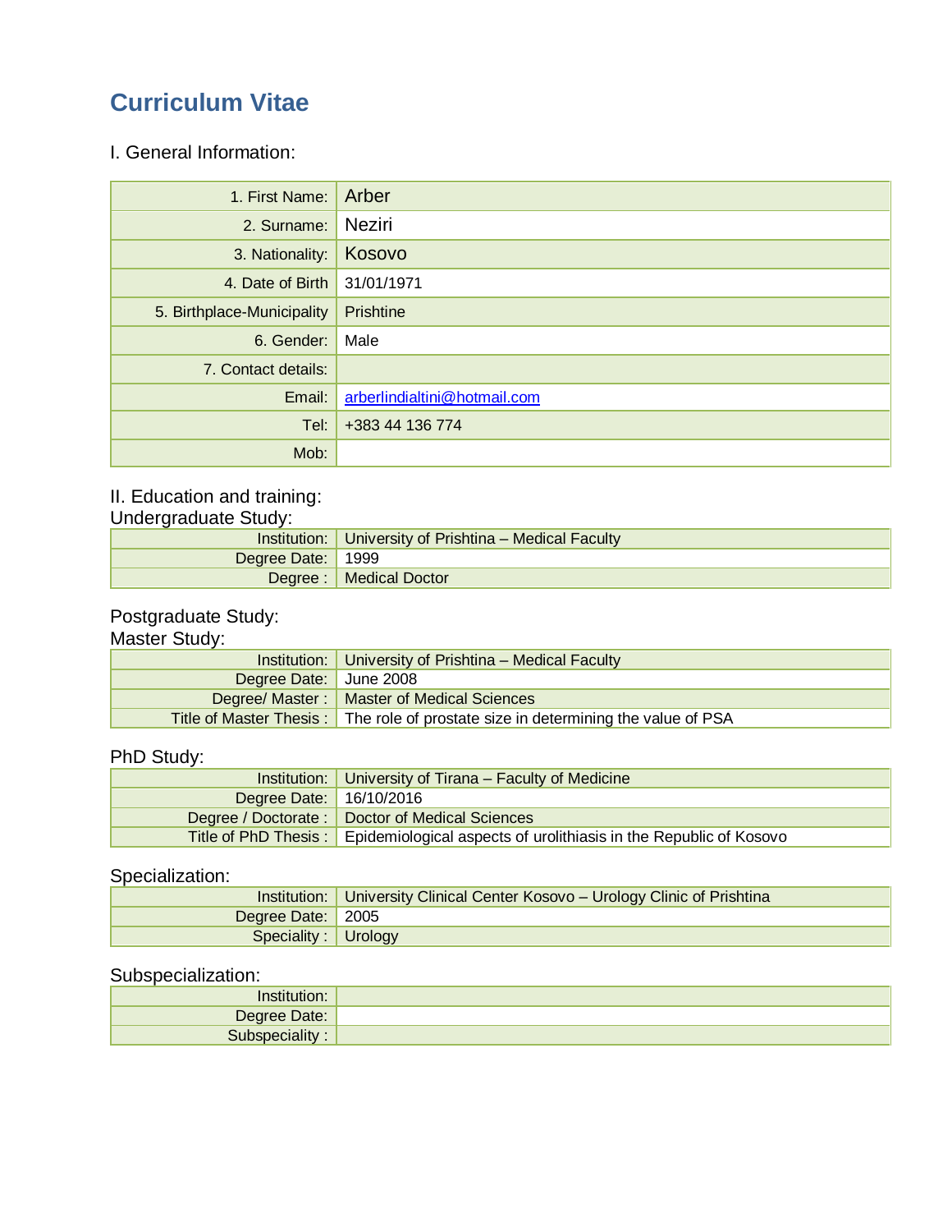# Curriculum Vitae

## I. General Information:

| | |
|---|---|
| 1. First Name: | Arber |
| 2. Surname: | Neziri |
| 3. Nationality: | Kosovo |
| 4. Date of Birth | 31/01/1971 |
| 5. Birthplace-Municipality | Prishtine |
| 6. Gender: | Male |
| 7. Contact details: | |
| Email: | arberlindialtini@hotmail.com |
| Tel: | +383 44 136 774 |
| Mob: | |

## II. Education and training:

### Undergraduate Study:

| | |
|---|---|
| Institution: | University of Prishtina – Medical Faculty |
| Degree Date: | 1999 |
| Degree : | Medical Doctor |

### Postgraduate Study:

### Master Study:

| | |
|---|---|
| Institution: | University of Prishtina – Medical Faculty |
| Degree Date: | June 2008 |
| Degree/ Master : | Master of Medical Sciences |
| Title of Master Thesis : | The role of prostate size in determining the value of PSA |

### PhD Study:

| | |
|---|---|
| Institution: | University of Tirana – Faculty of Medicine |
| Degree Date: | 16/10/2016 |
| Degree / Doctorate : | Doctor of Medical Sciences |
| Title of PhD Thesis : | Epidemiological aspects of urolithiasis in the Republic of Kosovo |

### Specialization:

| | |
|---|---|
| Institution: | University Clinical Center Kosovo – Urology Clinic of Prishtina |
| Degree Date: | 2005 |
| Speciality : | Urology |

### Subspecialization:

| | |
|---|---|
| Institution: | |
| Degree Date: | |
| Subspeciality : | |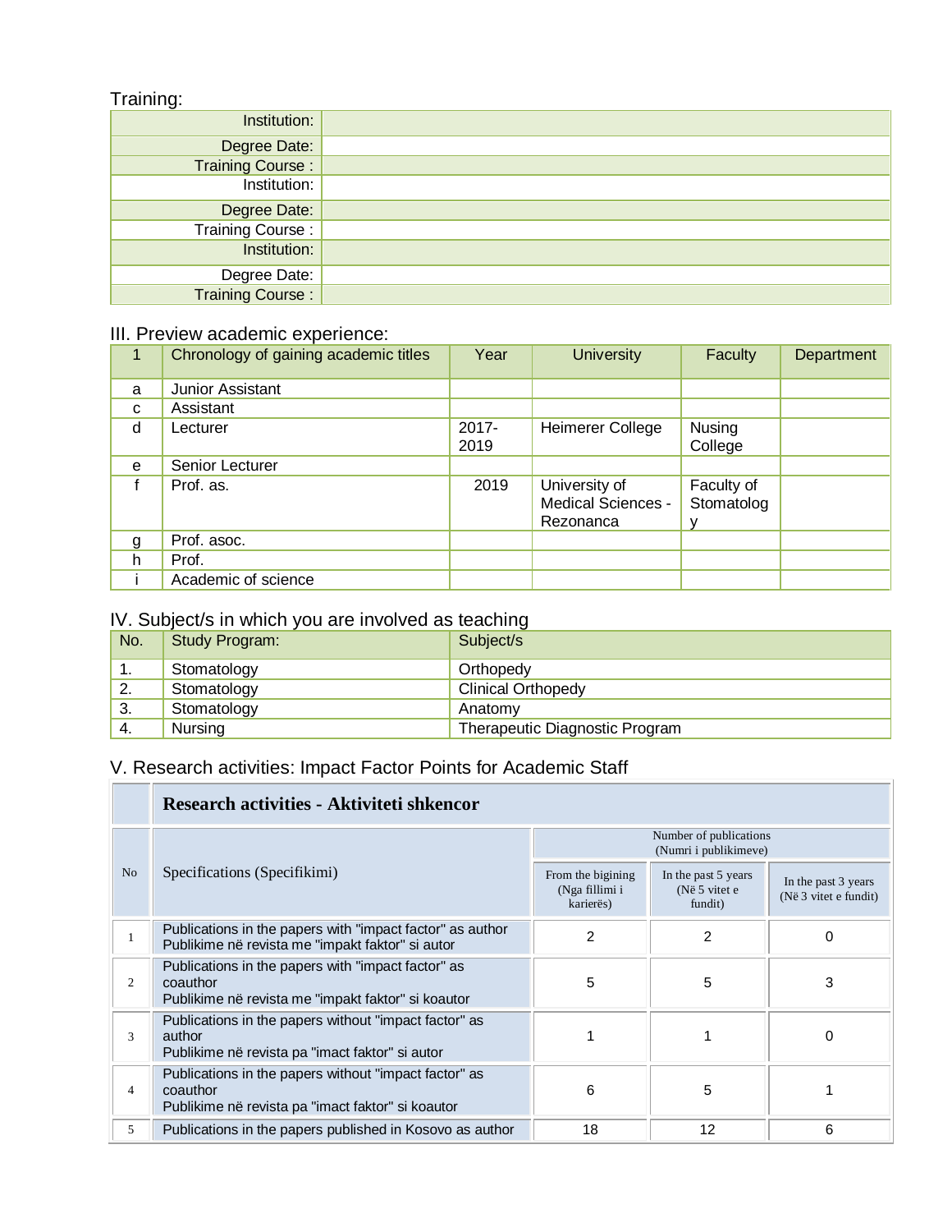Training:

| | |
|---|---|
| Institution: | |
| Degree Date: | |
| Training Course : | |
| Institution: | |
| Degree Date: | |
| Training Course : | |
| Institution: | |
| Degree Date: | |
| Training Course : | |

III. Preview academic experience:

| 1 | Chronology of gaining academic titles | Year | University | Faculty | Department |
|---|---|---|---|---|---|
| a | Junior Assistant | | | | |
| c | Assistant | | | | |
| d | Lecturer | 2017-2019 | Heimerer College | Nusing College | |
| e | Senior Lecturer | | | | |
| f | Prof. as. | 2019 | University of Medical Sciences - Rezonanca | Faculty of Stomatology | |
| g | Prof. asoc. | | | | |
| h | Prof. | | | | |
| i | Academic of science | | | | |

IV. Subject/s in which you are involved as teaching

| No. | Study Program: | Subject/s |
|---|---|---|
| 1. | Stomatology | Orthopedy |
| 2. | Stomatology | Clinical Orthopedy |
| 3. | Stomatology | Anatomy |
| 4. | Nursing | Therapeutic Diagnostic Program |

V. Research activities: Impact Factor Points for Academic Staff

| | **Research activities - Aktiviteti shkencor** | | | |
|---|---|---|---|---|
| No | Specifications (Specifikimi) | Number of publications (Numri i publikimeve) | | |
| | | From the bigining (Nga fillimi i karierës) | In the past 5 years (Në 5 vitet e fundit) | In the past 3 years (Në 3 vitet e fundit) |
| 1 | Publications in the papers with "impact factor" as author<br>Publikime në revista me "impakt faktor" si autor | 2 | 2 | 0 |
| 2 | Publications in the papers with "impact factor" as coauthor<br>Publikime në revista me "impakt faktor" si koautor | 5 | 5 | 3 |
| 3 | Publications in the papers without "impact factor" as author<br>Publikime në revista pa "imact faktor" si autor | 1 | 1 | 0 |
| 4 | Publications in the papers without "impact factor" as coauthor<br>Publikime në revista pa "imact faktor" si koautor | 6 | 5 | 1 |
| 5 | Publications in the papers published in Kosovo as author | 18 | 12 | 6 |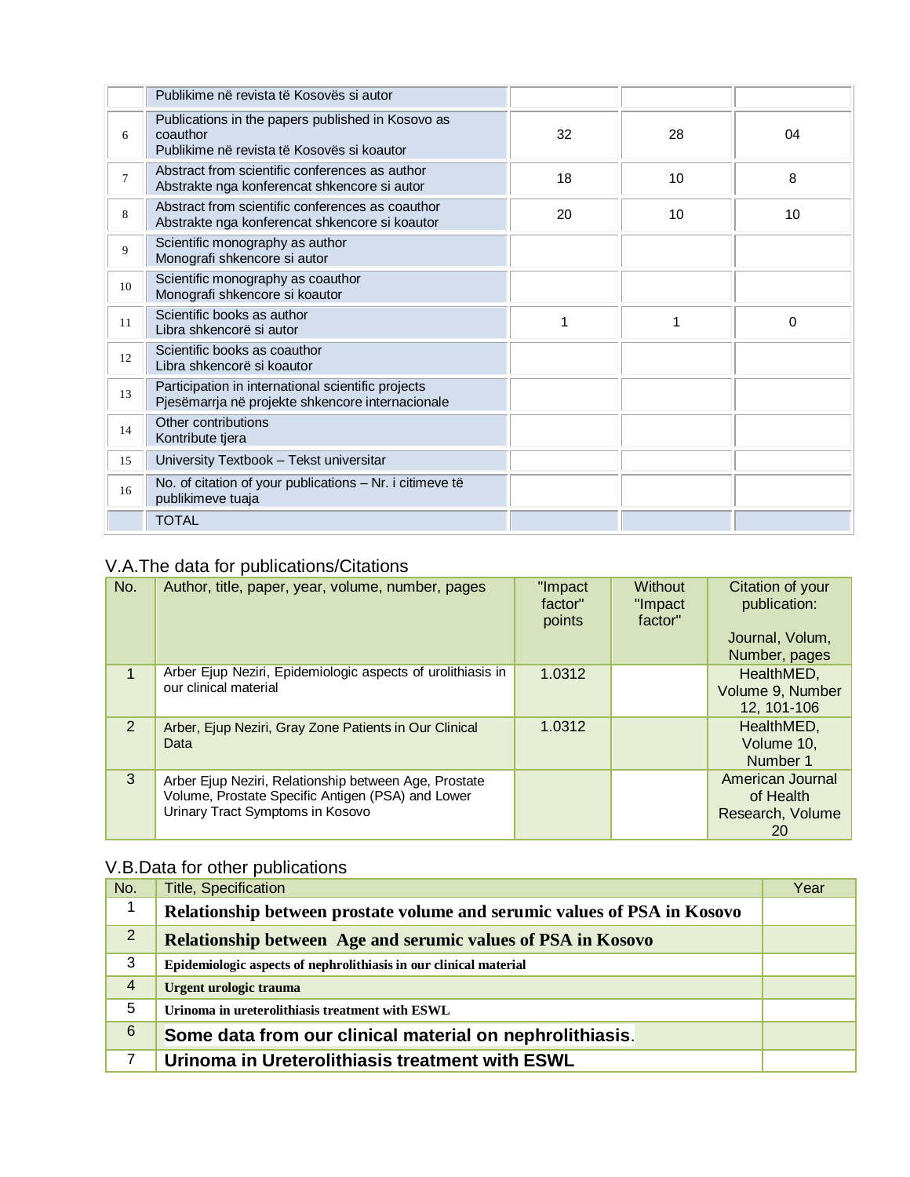| | | | | |
|---|---|---|---|---|
| | Publikime në revista të Kosovës si autor | | | |
| 6 | Publications in the papers published in Kosovo as coauthor<br>Publikime në revista të Kosovës si koautor | 32 | 28 | 04 |
| 7 | Abstract from scientific conferences as author<br>Abstrakte nga konferencat shkencore si autor | 18 | 10 | 8 |
| 8 | Abstract from scientific conferences as coauthor<br>Abstrakte nga konferencat shkencore si koautor | 20 | 10 | 10 |
| 9 | Scientific monography as author<br>Monografi shkencore si autor | | | |
| 10 | Scientific monography as coauthor<br>Monografi shkencore si koautor | | | |
| 11 | Scientific books as author<br>Libra shkencorë si autor | 1 | 1 | 0 |
| 12 | Scientific books as coauthor<br>Libra shkencorë si koautor | | | |
| 13 | Participation in international scientific projects<br>Pjesëmarrja në projekte shkencore internacionale | | | |
| 14 | Other contributions<br>Kontribute tjera | | | |
| 15 | University Textbook – Tekst universitar | | | |
| 16 | No. of citation of your publications – Nr. i citimeve të publikimeve tuaja | | | |
| | TOTAL | | | |

## V.A.The data for publications/Citations

| No. | Author, title, paper, year, volume, number, pages | "Impact factor" points | Without "Impact factor" | Citation of your publication:<br><br>Journal, Volum, Number, pages |
|---|---|---|---|---|
| 1 | Arber Ejup Neziri, Epidemiologic aspects of urolithiasis in our clinical material | 1.0312 | | HealthMED, Volume 9, Number 12, 101-106 |
| 2 | Arber, Ejup Neziri, Gray Zone Patients in Our Clinical Data | 1.0312 | | HealthMED, Volume 10, Number 1 |
| 3 | Arber Ejup Neziri, Relationship between Age, Prostate Volume, Prostate Specific Antigen (PSA) and Lower Urinary Tract Symptoms in Kosovo | | | American Journal of Health Research, Volume 20 |

## V.B.Data for other publications

| No. | Title, Specification | Year |
|---|---|---|
| 1 | **Relationship between prostate volume and serumic values of PSA in Kosovo** | |
| 2 | **Relationship between Age and serumic values of PSA in Kosovo** | |
| 3 | **Epidemiologic aspects of nephrolithiasis in our clinical material** | |
| 4 | **Urgent urologic trauma** | |
| 5 | **Urinoma in ureterolithiasis treatment with ESWL** | |
| 6 | **Some data from our clinical material on nephrolithiasis**. | |
| 7 | **Urinoma in Ureterolithiasis treatment with ESWL** | |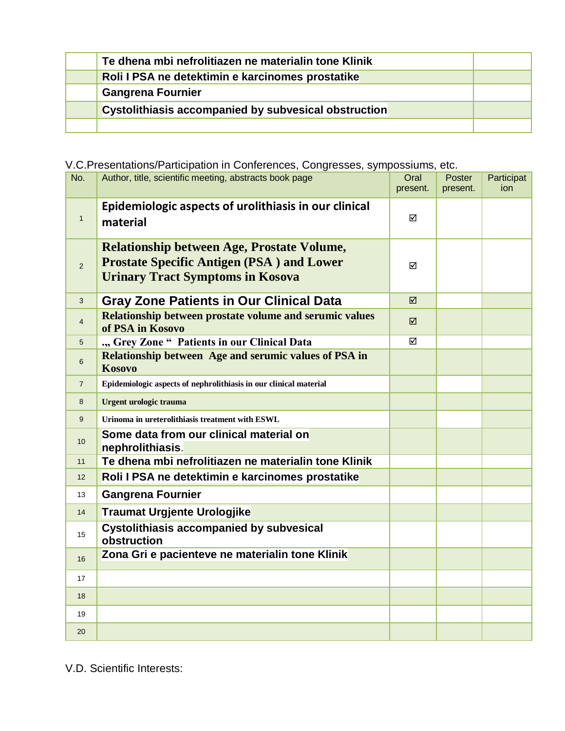| | | |
|---|---|---|
| | **Te dhena mbi nefrolitiazen ne materialin tone Klinik** | |
| | **Roli I PSA ne detektimin e karcinomes prostatike** | |
| | **Gangrena Fournier** | |
| | **Cystolithiasis accompanied by subvesical obstruction** | |
| | | |

V.C.Presentations/Participation in Conferences, Congresses, sympossiums, etc.

| No. | Author, title, scientific meeting, abstracts book page | Oral present. | Poster present. | Participation |
|---|---|---|---|---|
| 1 | **Epidemiologic aspects of urolithiasis in our clinical material** | ☑ | | |
| 2 | **Relationship between Age, Prostate Volume, Prostate Specific Antigen (PSA ) and Lower Urinary Tract Symptoms in Kosova** | ☑ | | |
| 3 | **Gray Zone Patients in Our Clinical Data** | ☑ | | |
| 4 | **Relationship between prostate volume and serumic values of PSA in Kosovo** | ☑ | | |
| 5 | **„ Grey Zone " Patients in our Clinical Data** | ☑ | | |
| 6 | **Relationship between Age and serumic values of PSA in Kosovo** | | | |
| 7 | **Epidemiologic aspects of nephrolithiasis in our clinical material** | | | |
| 8 | **Urgent urologic trauma** | | | |
| 9 | **Urinoma in ureterolithiasis treatment with ESWL** | | | |
| 10 | **Some data from our clinical material on nephrolithiasis**. | | | |
| 11 | **Te dhena mbi nefrolitiazen ne materialin tone Klinik** | | | |
| 12 | **Roli I PSA ne detektimin e karcinomes prostatike** | | | |
| 13 | **Gangrena Fournier** | | | |
| 14 | **Traumat Urgjente Urologjike** | | | |
| 15 | **Cystolithiasis accompanied by subvesical obstruction** | | | |
| 16 | **Zona Gri e pacienteve ne materialin tone Klinik** | | | |
| 17 | | | | |
| 18 | | | | |
| 19 | | | | |
| 20 | | | | |

V.D. Scientific Interests: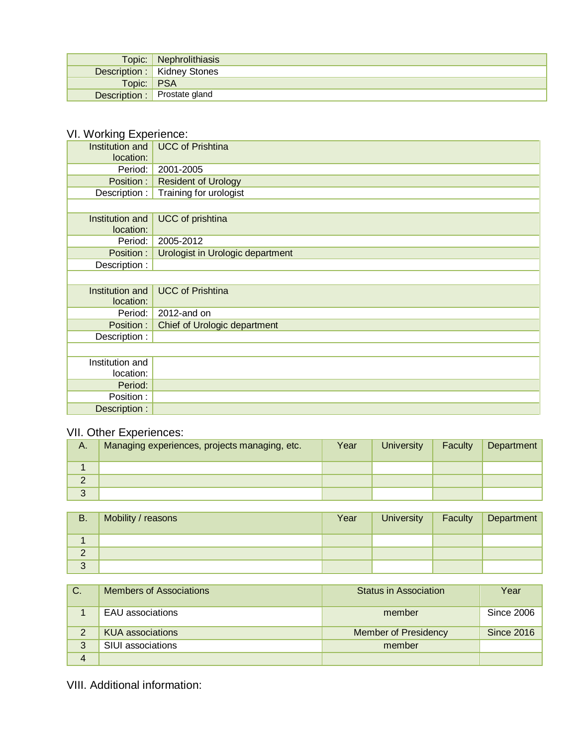| Topic: | Nephrolithiasis |
|---|---|
| Description : | Kidney Stones |
| Topic: | PSA |
| Description : | Prostate gland |

## VI. Working Experience:

| Institution and location: | UCC of Prishtina |
|---|---|
| Period: | 2001-2005 |
| Position : | Resident of Urology |
| Description : | Training for urologist |
| | |
| Institution and location: | UCC of prishtina |
| Period: | 2005-2012 |
| Position : | Urologist in Urologic department |
| Description : | |
| | |
| Institution and location: | UCC of Prishtina |
| Period: | 2012-and on |
| Position : | Chief of Urologic department |
| Description : | |
| | |
| Institution and location: | |
| Period: | |
| Position : | |
| Description : | |

## VII. Other Experiences:

| A. | Managing experiences, projects managing, etc. | Year | University | Faculty | Department |
|---|---|---|---|---|---|
| 1 | | | | | |
| 2 | | | | | |
| 3 | | | | | |

| B. | Mobility / reasons | Year | University | Faculty | Department |
|---|---|---|---|---|---|
| 1 | | | | | |
| 2 | | | | | |
| 3 | | | | | |

| C. | Members of Associations | Status in Association | Year |
|---|---|---|---|
| 1 | EAU associations | member | Since 2006 |
| 2 | KUA associations | Member of Presidency | Since 2016 |
| 3 | SIUI associations | member | |
| 4 | | | |

## VIII. Additional information: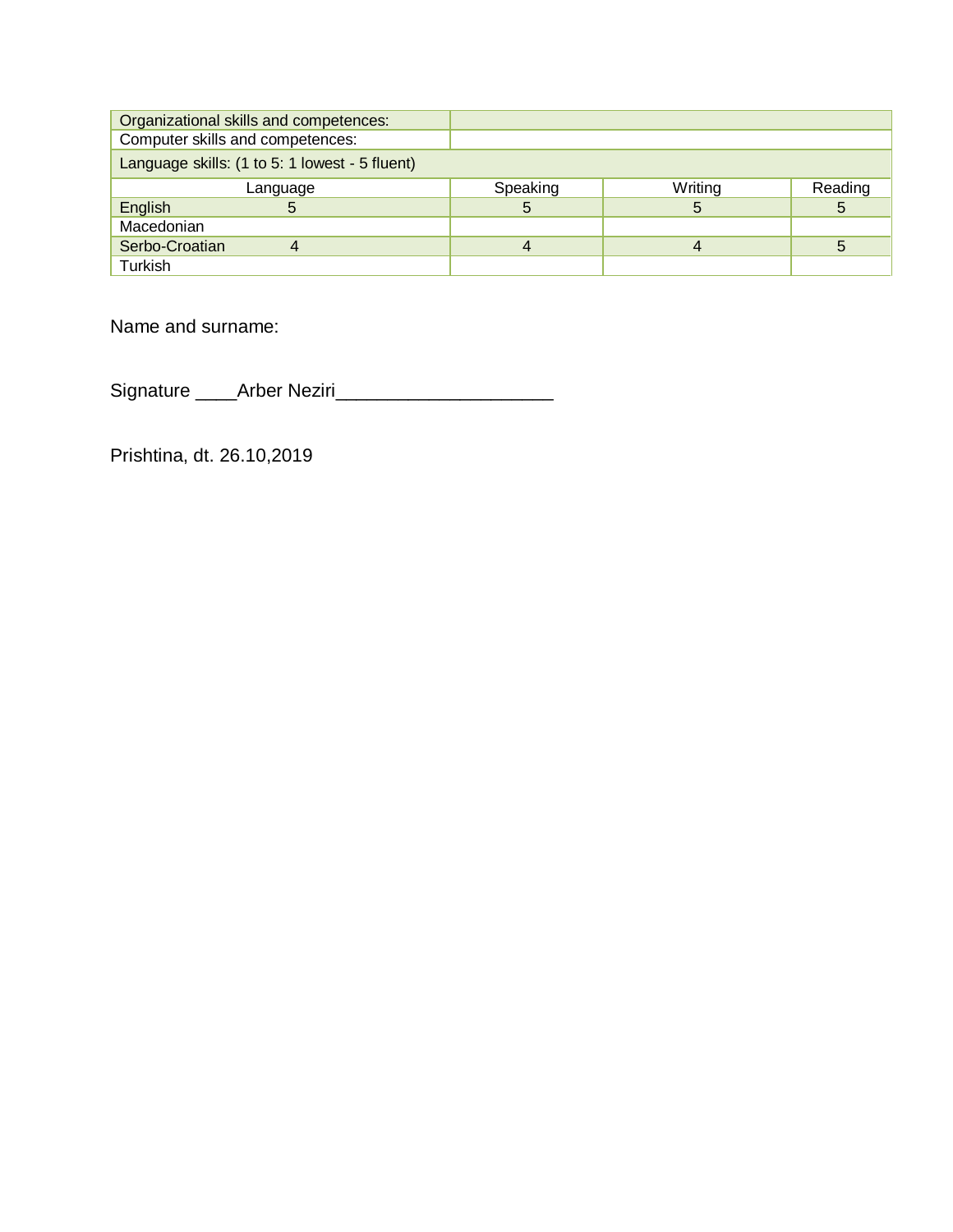| | | | |
|---|---|---|---|
| Organizational skills and competences: | | | |
| Computer skills and competences: | | | |
| Language skills: (1 to 5: 1 lowest - 5 fluent) | | | |
| Language | Speaking | Writing | Reading |
| English 5 | 5 | 5 | 5 |
| Macedonian | | | |
| Serbo-Croatian 4 | 4 | 4 | 5 |
| Turkish | | | |

Name and surname:

Signature ____Arber Neziri____________________

Prishtina, dt. 26.10,2019